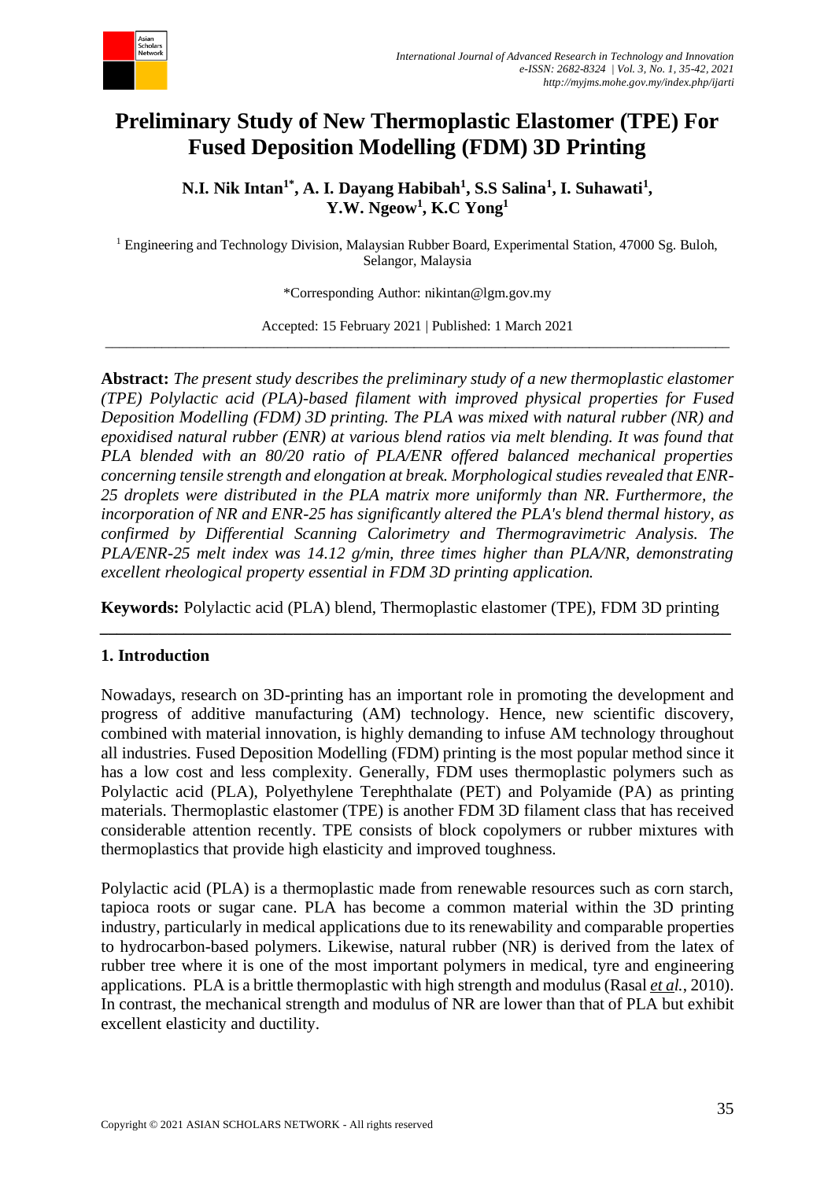# Preliminary Study of New Thermoplastic Elastomer (TPE) For Fused Deposition Modelling (FDM) 3D Printing

**N.I. Nik Intan[1*], A. I. Dayang Habibah[1], S.S Salina[1], I. Suhawati[1], Y.W. Ngeow[1], K.C Yong[1]**

[1] Engineering and Technology Division, Malaysian Rubber Board, Experimental Station, 47000 Sg. Buloh, Selangor, Malaysia

*Corresponding Author: nikintan@lgm.gov.my

Accepted: 15 February 2021 | Published: 1 March 2021

---

**Abstract:** *The present study describes the preliminary study of a new thermoplastic elastomer (TPE) Polylactic acid (PLA)-based filament with improved physical properties for Fused Deposition Modelling (FDM) 3D printing. The PLA was mixed with natural rubber (NR) and epoxidised natural rubber (ENR) at various blend ratios via melt blending. It was found that PLA blended with an 80/20 ratio of PLA/ENR offered balanced mechanical properties concerning tensile strength and elongation at break. Morphological studies revealed that ENR-25 droplets were distributed in the PLA matrix more uniformly than NR. Furthermore, the incorporation of NR and ENR-25 has significantly altered the PLA's blend thermal history, as confirmed by Differential Scanning Calorimetry and Thermogravimetric Analysis. The PLA/ENR-25 melt index was 14.12 g/min, three times higher than PLA/NR, demonstrating excellent rheological property essential in FDM 3D printing application.*

**Keywords:** Polylactic acid (PLA) blend, Thermoplastic elastomer (TPE), FDM 3D printing

---

## 1. Introduction

Nowadays, research on 3D-printing has an important role in promoting the development and progress of additive manufacturing (AM) technology. Hence, new scientific discovery, combined with material innovation, is highly demanding to infuse AM technology throughout all industries. Fused Deposition Modelling (FDM) printing is the most popular method since it has a low cost and less complexity. Generally, FDM uses thermoplastic polymers such as Polylactic acid (PLA), Polyethylene Terephthalate (PET) and Polyamide (PA) as printing materials. Thermoplastic elastomer (TPE) is another FDM 3D filament class that has received considerable attention recently. TPE consists of block copolymers or rubber mixtures with thermoplastics that provide high elasticity and improved toughness.

Polylactic acid (PLA) is a thermoplastic made from renewable resources such as corn starch, tapioca roots or sugar cane. PLA has become a common material within the 3D printing industry, particularly in medical applications due to its renewability and comparable properties to hydrocarbon-based polymers. Likewise, natural rubber (NR) is derived from the latex of rubber tree where it is one of the most important polymers in medical, tyre and engineering applications. PLA is a brittle thermoplastic with high strength and modulus (Rasal *et al.*, 2010). In contrast, the mechanical strength and modulus of NR are lower than that of PLA but exhibit excellent elasticity and ductility.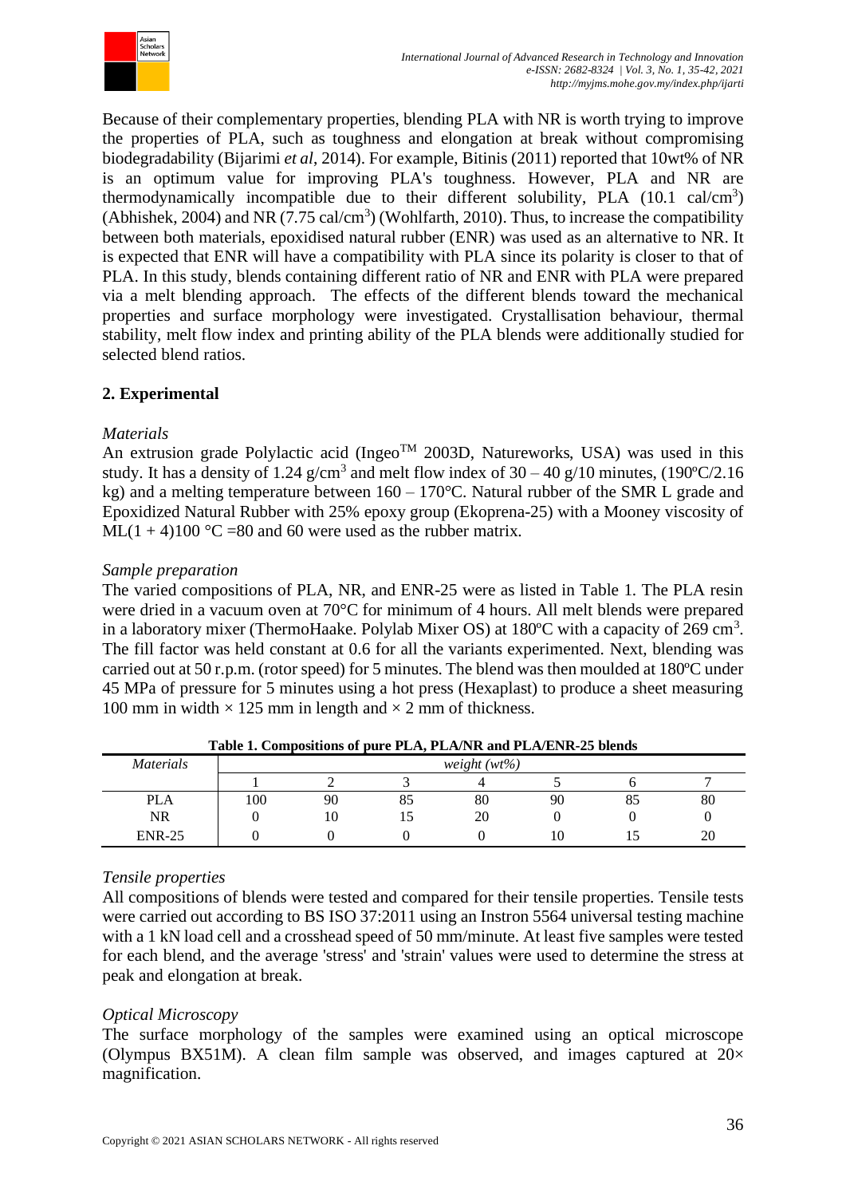Because of their complementary properties, blending PLA with NR is worth trying to improve the properties of PLA, such as toughness and elongation at break without compromising biodegradability (Bijarimi *et al*, 2014). For example, Bitinis (2011) reported that 10wt% of NR is an optimum value for improving PLA's toughness. However, PLA and NR are thermodynamically incompatible due to their different solubility, PLA (10.1 cal/cm$^3$) (Abhishek, 2004) and NR (7.75 cal/cm$^3$) (Wohlfarth, 2010). Thus, to increase the compatibility between both materials, epoxidised natural rubber (ENR) was used as an alternative to NR. It is expected that ENR will have a compatibility with PLA since its polarity is closer to that of PLA. In this study, blends containing different ratio of NR and ENR with PLA were prepared via a melt blending approach. The effects of the different blends toward the mechanical properties and surface morphology were investigated. Crystallisation behaviour, thermal stability, melt flow index and printing ability of the PLA blends were additionally studied for selected blend ratios.

## 2. Experimental

### *Materials*

An extrusion grade Polylactic acid (Ingeo$^{TM}$ 2003D, Natureworks, USA) was used in this study. It has a density of 1.24 g/cm$^3$ and melt flow index of 30 – 40 g/10 minutes, (190ºC/2.16 kg) and a melting temperature between 160 – 170°C. Natural rubber of the SMR L grade and Epoxidized Natural Rubber with 25% epoxy group (Ekoprena-25) with a Mooney viscosity of ML(1 + 4)100 °C =80 and 60 were used as the rubber matrix.

### *Sample preparation*

The varied compositions of PLA, NR, and ENR-25 were as listed in Table 1. The PLA resin were dried in a vacuum oven at 70°C for minimum of 4 hours. All melt blends were prepared in a laboratory mixer (ThermoHaake. Polylab Mixer OS) at 180ºC with a capacity of 269 cm$^3$. The fill factor was held constant at 0.6 for all the variants experimented. Next, blending was carried out at 50 r.p.m. (rotor speed) for 5 minutes. The blend was then moulded at 180ºC under 45 MPa of pressure for 5 minutes using a hot press (Hexaplast) to produce a sheet measuring 100 mm in width × 125 mm in length and × 2 mm of thickness.

**Table 1. Compositions of pure PLA, PLA/NR and PLA/ENR-25 blends**

| *Materials* | *weight (wt%)* | | | | | | |
|---|---|---|---|---|---|---|---|
| | 1 | 2 | 3 | 4 | 5 | 6 | 7 |
| PLA | 100 | 90 | 85 | 80 | 90 | 85 | 80 |
| NR | 0 | 10 | 15 | 20 | 0 | 0 | 0 |
| ENR-25 | 0 | 0 | 0 | 0 | 10 | 15 | 20 |

### *Tensile properties*

All compositions of blends were tested and compared for their tensile properties. Tensile tests were carried out according to BS ISO 37:2011 using an Instron 5564 universal testing machine with a 1 kN load cell and a crosshead speed of 50 mm/minute. At least five samples were tested for each blend, and the average 'stress' and 'strain' values were used to determine the stress at peak and elongation at break.

### *Optical Microscopy*

The surface morphology of the samples were examined using an optical microscope (Olympus BX51M). A clean film sample was observed, and images captured at 20× magnification.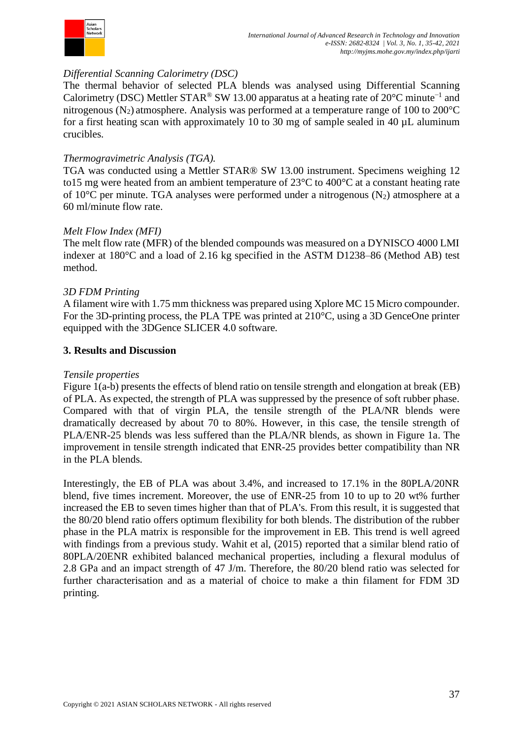*Differential Scanning Calorimetry (DSC)*

The thermal behavior of selected PLA blends was analysed using Differential Scanning Calorimetry (DSC) Mettler STAR® SW 13.00 apparatus at a heating rate of 20°C minute$^{-1}$ and nitrogenous ($N_2$) atmosphere. Analysis was performed at a temperature range of 100 to 200°C for a first heating scan with approximately 10 to 30 mg of sample sealed in 40 µL aluminum crucibles.

*Thermogravimetric Analysis (TGA).*

TGA was conducted using a Mettler STAR® SW 13.00 instrument. Specimens weighing 12 to15 mg were heated from an ambient temperature of 23°C to 400°C at a constant heating rate of 10°C per minute. TGA analyses were performed under a nitrogenous ($N_2$) atmosphere at a 60 ml/minute flow rate.

*Melt Flow Index (MFI)*

The melt flow rate (MFR) of the blended compounds was measured on a DYNISCO 4000 LMI indexer at 180°C and a load of 2.16 kg specified in the ASTM D1238–86 (Method AB) test method.

*3D FDM Printing*

A filament wire with 1.75 mm thickness was prepared using Xplore MC 15 Micro compounder. For the 3D-printing process, the PLA TPE was printed at 210°C, using a 3D GenceOne printer equipped with the 3DGence SLICER 4.0 software.

## 3. Results and Discussion

*Tensile properties*

Figure 1(a-b) presents the effects of blend ratio on tensile strength and elongation at break (EB) of PLA. As expected, the strength of PLA was suppressed by the presence of soft rubber phase. Compared with that of virgin PLA, the tensile strength of the PLA/NR blends were dramatically decreased by about 70 to 80%. However, in this case, the tensile strength of PLA/ENR-25 blends was less suffered than the PLA/NR blends, as shown in Figure 1a. The improvement in tensile strength indicated that ENR-25 provides better compatibility than NR in the PLA blends.

Interestingly, the EB of PLA was about 3.4%, and increased to 17.1% in the 80PLA/20NR blend, five times increment. Moreover, the use of ENR-25 from 10 to up to 20 wt% further increased the EB to seven times higher than that of PLA's. From this result, it is suggested that the 80/20 blend ratio offers optimum flexibility for both blends. The distribution of the rubber phase in the PLA matrix is responsible for the improvement in EB. This trend is well agreed with findings from a previous study. Wahit et al, (2015) reported that a similar blend ratio of 80PLA/20ENR exhibited balanced mechanical properties, including a flexural modulus of 2.8 GPa and an impact strength of 47 J/m. Therefore, the 80/20 blend ratio was selected for further characterisation and as a material of choice to make a thin filament for FDM 3D printing.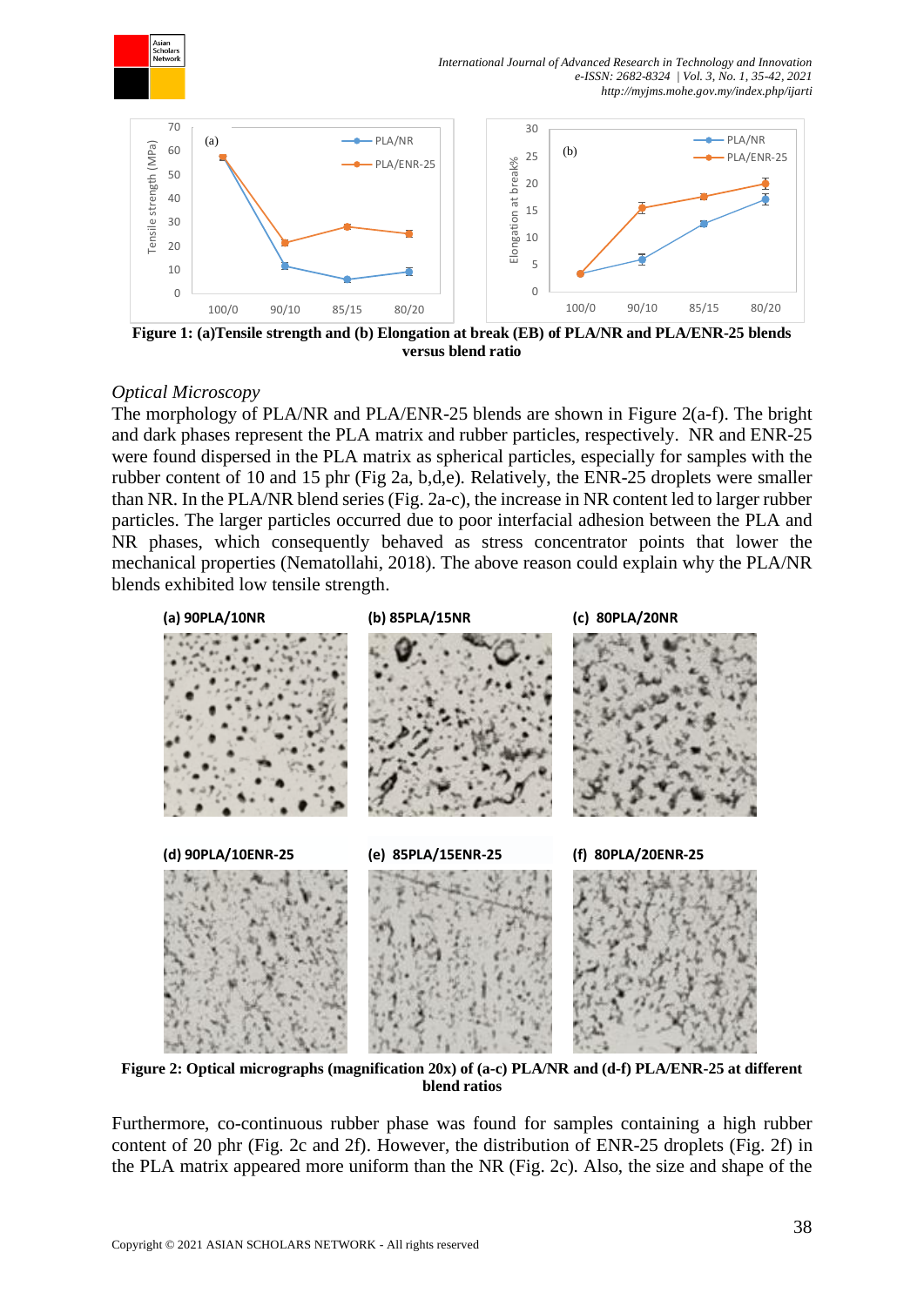**Figure 1: (a)Tensile strength and (b) Elongation at break (EB) of PLA/NR and PLA/ENR-25 blends versus blend ratio**

*Optical Microscopy*

The morphology of PLA/NR and PLA/ENR-25 blends are shown in Figure 2(a-f). The bright and dark phases represent the PLA matrix and rubber particles, respectively. NR and ENR-25 were found dispersed in the PLA matrix as spherical particles, especially for samples with the rubber content of 10 and 15 phr (Fig 2a, b,d,e). Relatively, the ENR-25 droplets were smaller than NR. In the PLA/NR blend series (Fig. 2a-c), the increase in NR content led to larger rubber particles. The larger particles occurred due to poor interfacial adhesion between the PLA and NR phases, which consequently behaved as stress concentrator points that lower the mechanical properties (Nematollahi, 2018). The above reason could explain why the PLA/NR blends exhibited low tensile strength.

**Figure 2: Optical micrographs (magnification 20x) of (a-c) PLA/NR and (d-f) PLA/ENR-25 at different blend ratios**

Furthermore, co-continuous rubber phase was found for samples containing a high rubber content of 20 phr (Fig. 2c and 2f). However, the distribution of ENR-25 droplets (Fig. 2f) in the PLA matrix appeared more uniform than the NR (Fig. 2c). Also, the size and shape of the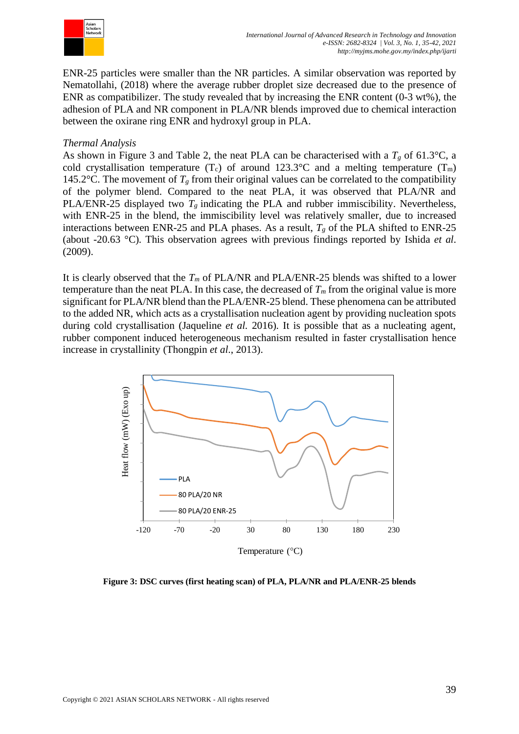ENR-25 particles were smaller than the NR particles. A similar observation was reported by Nematollahi, (2018) where the average rubber droplet size decreased due to the presence of ENR as compatibilizer. The study revealed that by increasing the ENR content (0-3 wt%), the adhesion of PLA and NR component in PLA/NR blends improved due to chemical interaction between the oxirane ring ENR and hydroxyl group in PLA.

*Thermal Analysis*

As shown in Figure 3 and Table 2, the neat PLA can be characterised with a $T_g$ of 61.3°C, a cold crystallisation temperature ($T_c$) of around 123.3°C and a melting temperature ($T_m$) 145.2°C. The movement of $T_g$ from their original values can be correlated to the compatibility of the polymer blend. Compared to the neat PLA, it was observed that PLA/NR and PLA/ENR-25 displayed two $T_g$ indicating the PLA and rubber immiscibility. Nevertheless, with ENR-25 in the blend, the immiscibility level was relatively smaller, due to increased interactions between ENR-25 and PLA phases. As a result, $T_g$ of the PLA shifted to ENR-25 (about -20.63 °C). This observation agrees with previous findings reported by Ishida *et al*. (2009).

It is clearly observed that the $T_m$ of PLA/NR and PLA/ENR-25 blends was shifted to a lower temperature than the neat PLA. In this case, the decreased of $T_m$ from the original value is more significant for PLA/NR blend than the PLA/ENR-25 blend. These phenomena can be attributed to the added NR, which acts as a crystallisation nucleation agent by providing nucleation spots during cold crystallisation (Jaqueline *et al.* 2016). It is possible that as a nucleating agent, rubber component induced heterogeneous mechanism resulted in faster crystallisation hence increase in crystallinity (Thongpin *et al*., 2013).

**Figure 3: DSC curves (first heating scan) of PLA, PLA/NR and PLA/ENR-25 blends**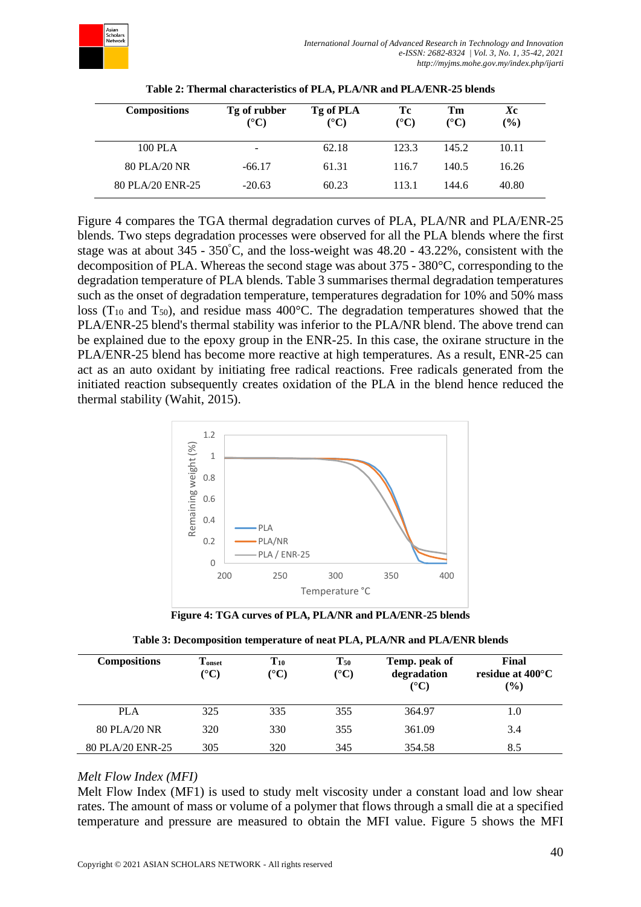**Table 2: Thermal characteristics of PLA, PLA/NR and PLA/ENR-25 blends**

| Compositions | Tg of rubber (°C) | Tg of PLA (°C) | Tc (°C) | Tm (°C) | *Xc* (%) |
|---|---|---|---|---|---|
| 100 PLA | - | 62.18 | 123.3 | 145.2 | 10.11 |
| 80 PLA/20 NR | -66.17 | 61.31 | 116.7 | 140.5 | 16.26 |
| 80 PLA/20 ENR-25 | -20.63 | 60.23 | 113.1 | 144.6 | 40.80 |

Figure 4 compares the TGA thermal degradation curves of PLA, PLA/NR and PLA/ENR-25 blends. Two steps degradation processes were observed for all the PLA blends where the first stage was at about 345 - 350°C, and the loss-weight was 48.20 - 43.22%, consistent with the decomposition of PLA. Whereas the second stage was about 375 - 380°C, corresponding to the degradation temperature of PLA blends. Table 3 summarises thermal degradation temperatures such as the onset of degradation temperature, temperatures degradation for 10% and 50% mass loss ($T_{10}$ and $T_{50}$), and residue mass 400°C. The degradation temperatures showed that the PLA/ENR-25 blend's thermal stability was inferior to the PLA/NR blend. The above trend can be explained due to the epoxy group in the ENR-25. In this case, the oxirane structure in the PLA/ENR-25 blend has become more reactive at high temperatures. As a result, ENR-25 can act as an auto oxidant by initiating free radical reactions. Free radicals generated from the initiated reaction subsequently creates oxidation of the PLA in the blend hence reduced the thermal stability (Wahit, 2015).

**Figure 4: TGA curves of PLA, PLA/NR and PLA/ENR-25 blends**

**Table 3: Decomposition temperature of neat PLA, PLA/NR and PLA/ENR blends**

| Compositions | $T_{onset}$ (°C) | $T_{10}$ (°C) | $T_{50}$ (°C) | Temp. peak of degradation (°C) | Final residue at 400°C (%) |
|---|---|---|---|---|---|
| PLA | 325 | 335 | 355 | 364.97 | 1.0 |
| 80 PLA/20 NR | 320 | 330 | 355 | 361.09 | 3.4 |
| 80 PLA/20 ENR-25 | 305 | 320 | 345 | 354.58 | 8.5 |

### *Melt Flow Index (MFI)*

Melt Flow Index (MF1) is used to study melt viscosity under a constant load and low shear rates. The amount of mass or volume of a polymer that flows through a small die at a specified temperature and pressure are measured to obtain the MFI value. Figure 5 shows the MFI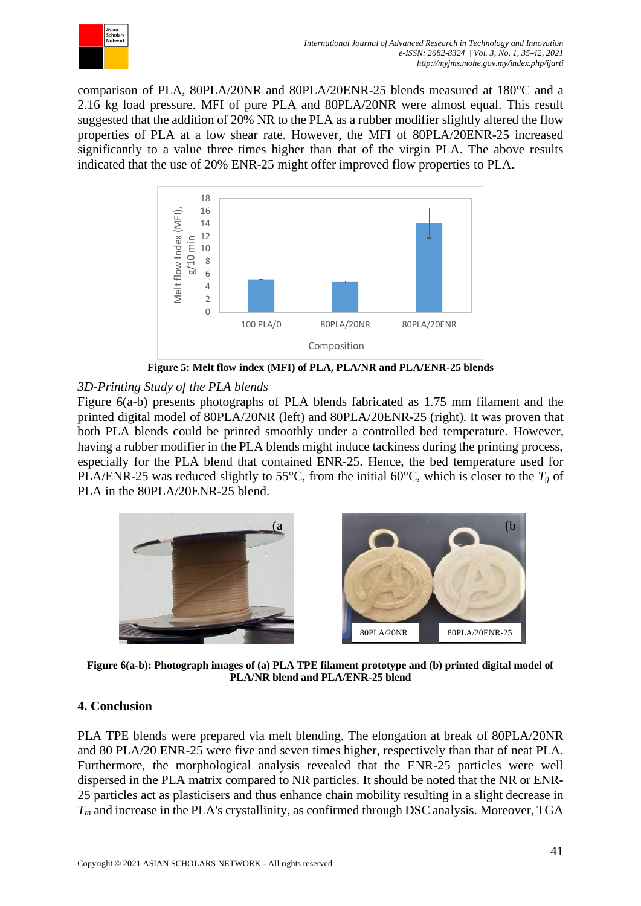comparison of PLA, 80PLA/20NR and 80PLA/20ENR-25 blends measured at 180°C and a 2.16 kg load pressure. MFI of pure PLA and 80PLA/20NR were almost equal. This result suggested that the addition of 20% NR to the PLA as a rubber modifier slightly altered the flow properties of PLA at a low shear rate. However, the MFI of 80PLA/20ENR-25 increased significantly to a value three times higher than that of the virgin PLA. The above results indicated that the use of 20% ENR-25 might offer improved flow properties to PLA.

**Figure 5: Melt flow index (MFI) of PLA, PLA/NR and PLA/ENR-25 blends**

### *3D-Printing Study of the PLA blends*

Figure 6(a-b) presents photographs of PLA blends fabricated as 1.75 mm filament and the printed digital model of 80PLA/20NR (left) and 80PLA/20ENR-25 (right). It was proven that both PLA blends could be printed smoothly under a controlled bed temperature. However, having a rubber modifier in the PLA blends might induce tackiness during the printing process, especially for the PLA blend that contained ENR-25. Hence, the bed temperature used for PLA/ENR-25 was reduced slightly to 55°C, from the initial 60°C, which is closer to the $T_g$ of PLA in the 80PLA/20ENR-25 blend.

**Figure 6(a-b): Photograph images of (a) PLA TPE filament prototype and (b) printed digital model of PLA/NR blend and PLA/ENR-25 blend**

## 4. Conclusion

PLA TPE blends were prepared via melt blending. The elongation at break of 80PLA/20NR and 80 PLA/20 ENR-25 were five and seven times higher, respectively than that of neat PLA. Furthermore, the morphological analysis revealed that the ENR-25 particles were well dispersed in the PLA matrix compared to NR particles. It should be noted that the NR or ENR-25 particles act as plasticisers and thus enhance chain mobility resulting in a slight decrease in $T_m$ and increase in the PLA's crystallinity, as confirmed through DSC analysis. Moreover, TGA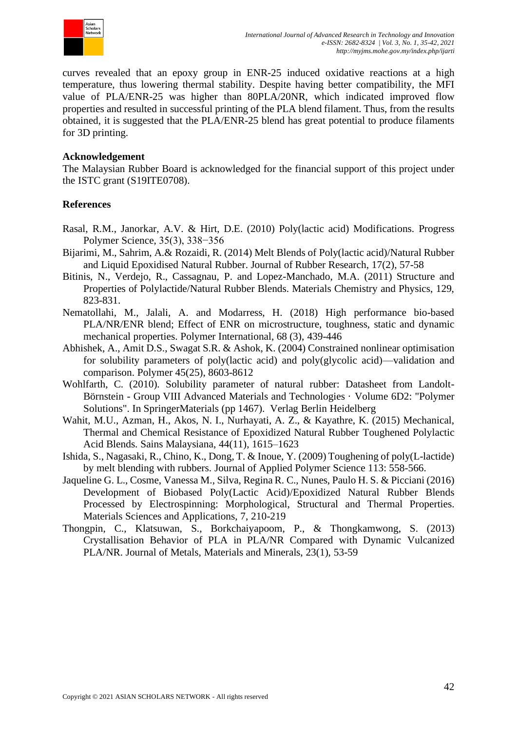curves revealed that an epoxy group in ENR-25 induced oxidative reactions at a high temperature, thus lowering thermal stability. Despite having better compatibility, the MFI value of PLA/ENR-25 was higher than 80PLA/20NR, which indicated improved flow properties and resulted in successful printing of the PLA blend filament. Thus, from the results obtained, it is suggested that the PLA/ENR-25 blend has great potential to produce filaments for 3D printing.

## Acknowledgement

The Malaysian Rubber Board is acknowledged for the financial support of this project under the ISTC grant (S19ITE0708).

## References

Rasal, R.M., Janorkar, A.V. & Hirt, D.E. (2010) Poly(lactic acid) Modifications. Progress Polymer Science, 35(3), 338−356

Bijarimi, M., Sahrim, A.& Rozaidi, R. (2014) Melt Blends of Poly(lactic acid)/Natural Rubber and Liquid Epoxidised Natural Rubber. Journal of Rubber Research, 17(2), 57-58

Bitinis, N., Verdejo, R., Cassagnau, P. and Lopez-Manchado, M.A. (2011) Structure and Properties of Polylactide/Natural Rubber Blends. Materials Chemistry and Physics, 129, 823-831.

Nematollahi, M., Jalali, A. and Modarress, H. (2018) High performance bio-based PLA/NR/ENR blend; Effect of ENR on microstructure, toughness, static and dynamic mechanical properties. Polymer International, 68 (3), 439-446

Abhishek, A., Amit D.S., Swagat S.R. & Ashok, K. (2004) Constrained nonlinear optimisation for solubility parameters of poly(lactic acid) and poly(glycolic acid)—validation and comparison. Polymer 45(25), 8603-8612

Wohlfarth, C. (2010). Solubility parameter of natural rubber: Datasheet from Landolt-Börnstein - Group VIII Advanced Materials and Technologies · Volume 6D2: "Polymer Solutions". In SpringerMaterials (pp 1467). Verlag Berlin Heidelberg

Wahit, M.U., Azman, H., Akos, N. I., Nurhayati, A. Z., & Kayathre, K. (2015) Mechanical, Thermal and Chemical Resistance of Epoxidized Natural Rubber Toughened Polylactic Acid Blends. Sains Malaysiana, 44(11), 1615–1623

Ishida, S., Nagasaki, R., Chino, K., Dong, T. & Inoue, Y. (2009) Toughening of poly(L-lactide) by melt blending with rubbers. Journal of Applied Polymer Science 113: 558-566.

Jaqueline G. L., Cosme, Vanessa M., Silva, Regina R. C., Nunes, Paulo H. S. & Picciani (2016) Development of Biobased Poly(Lactic Acid)/Epoxidized Natural Rubber Blends Processed by Electrospinning: Morphological, Structural and Thermal Properties. Materials Sciences and Applications, 7, 210-219

Thongpin, C., Klatsuwan, S., Borkchaiyapoom, P., & Thongkamwong, S. (2013) Crystallisation Behavior of PLA in PLA/NR Compared with Dynamic Vulcanized PLA/NR. Journal of Metals, Materials and Minerals, 23(1), 53-59